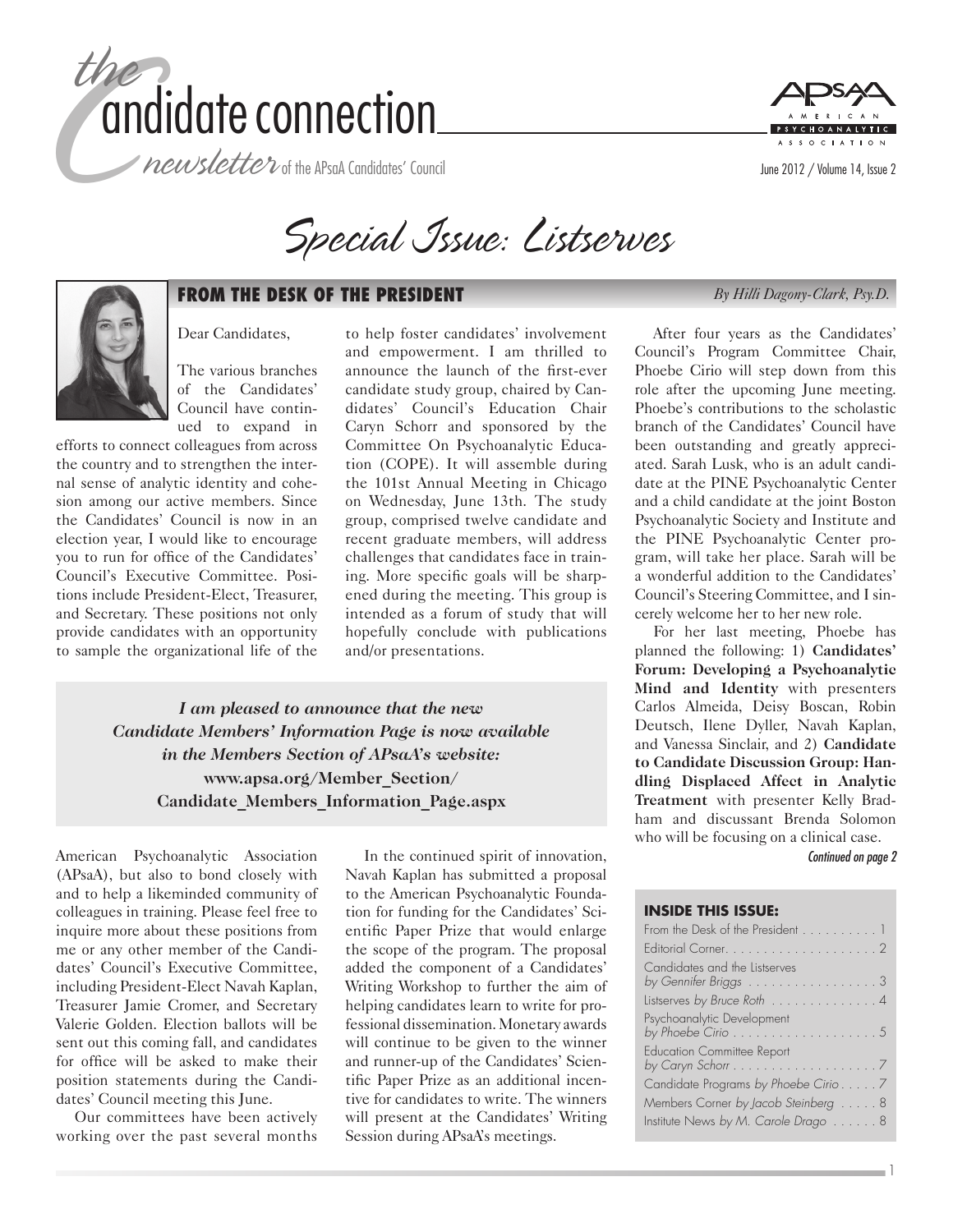# the candidate connection

*newsletter* of the APsaA Candidates' Council

June 2012 / Volume 14, Issue 2

# *Special Issue: Listserves*

## FROM THE DESK OF THE PRESIDENT

*By Hilli Dagony-Clark, Psy.D.*

Dear Candidates,

The various branches of the Candidates' Council have continued to expand in efforts to connect colleagues from across the country and to strengthen the internal sense of analytic identity and cohesion among our active members. Since the Candidates' Council is now in an election year, I would like to encourage you to run for office of the Candidates' Council's Executive Committee. Positions include President-Elect, Treasurer, and Secretary. These positions not only provide candidates with an opportunity to sample the organizational life of the American Psychoanalytic Association (APsaA), but also to bond closely with and to help a likeminded community of colleagues in training. Please feel free to inquire more about these positions from me or any other member of the Candidates' Council's Executive Committee, including President-Elect Navah Kaplan, Treasurer Jamie Cromer, and Secretary Valerie Golden. Election ballots will be sent out this coming fall, and candidates for office will be asked to make their position statements during the Candidates' Council meeting this June.

Our committees have been actively working over the past several months to help foster candidates' involvement and empowerment. I am thrilled to announce the launch of the first-ever candidate study group, chaired by Candidates' Council's Education Chair Caryn Schorr and sponsored by the Committee On Psychoanalytic Education (COPE). It will assemble during the 101st Annual Meeting in Chicago on Wednesday, June 13th. The study group, comprised twelve candidate and recent graduate members, will address challenges that candidates face in training. More specific goals will be sharpened during the meeting. This group is intended as a forum of study that will hopefully conclude with publications and/or presentations.

> ***I am pleased to announce that the new Candidate Members' Information Page is now available in the Members Section of APsaA's website:***
> **www.apsa.org/Member_Section/Candidate_Members_Information_Page.aspx**

In the continued spirit of innovation, Navah Kaplan has submitted a proposal to the American Psychoanalytic Foundation for funding for the Candidates' Scientific Paper Prize that would enlarge the scope of the program. The proposal added the component of a Candidates' Writing Workshop to further the aim of helping candidates learn to write for professional dissemination. Monetary awards will continue to be given to the winner and runner-up of the Candidates' Scientific Paper Prize as an additional incentive for candidates to write. The winners will present at the Candidates' Writing Session during APsaA's meetings.

After four years as the Candidates' Council's Program Committee Chair, Phoebe Cirio will step down from this role after the upcoming June meeting. Phoebe's contributions to the scholastic branch of the Candidates' Council have been outstanding and greatly appreciated. Sarah Lusk, who is an adult candidate at the PINE Psychoanalytic Center and a child candidate at the joint Boston Psychoanalytic Society and Institute and the PINE Psychoanalytic Center program, will take her place. Sarah will be a wonderful addition to the Candidates' Council's Steering Committee, and I sincerely welcome her to her new role.

For her last meeting, Phoebe has planned the following: 1) **Candidates' Forum: Developing a Psychoanalytic Mind and Identity** with presenters Carlos Almeida, Deisy Boscan, Robin Deutsch, Ilene Dyller, Navah Kaplan, and Vanessa Sinclair, and 2) **Candidate to Candidate Discussion Group: Handling Displaced Affect in Analytic Treatment** with presenter Kelly Bradham and discussant Brenda Solomon who will be focusing on a clinical case.

*Continued on page 2*

### INSIDE THIS ISSUE:

- From the Desk of the President . . . . . . . . . . 1
- Editorial Corner. . . . . . . . . . . . . . . . . . . . 2
- Candidates and the Listserves *by Gennifer Briggs* . . . . . . . . . . . . . . . . . 3
- Listserves *by Bruce Roth* . . . . . . . . . . . . . . 4
- Psychoanalytic Development *by Phoebe Cirio* . . . . . . . . . . . . . . . . . . . 5
- Education Committee Report *by Caryn Schorr* . . . . . . . . . . . . . . . . . . . 7
- Candidate Programs *by Phoebe Cirio* . . . . . . 7
- Members Corner *by Jacob Steinberg* . . . . . 8
- Institute News *by M. Carole Drago* . . . . . . 8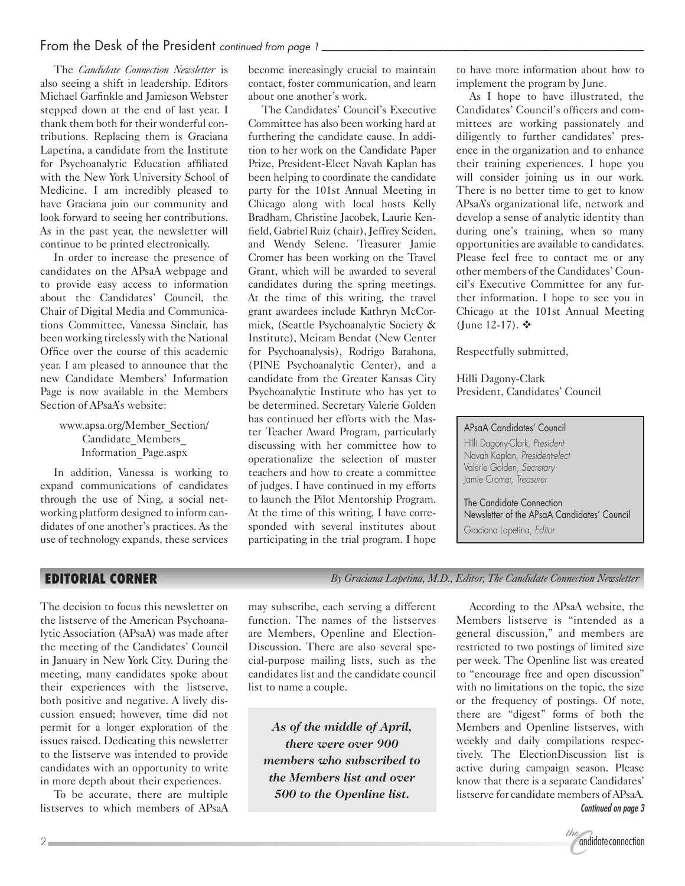## From the Desk of the President *continued from page 1*

The *Candidate Connection Newsletter* is also seeing a shift in leadership. Editors Michael Garfinkle and Jamieson Webster stepped down at the end of last year. I thank them both for their wonderful contributions. Replacing them is Graciana Lapetina, a candidate from the Institute for Psychoanalytic Education affiliated with the New York University School of Medicine. I am incredibly pleased to have Graciana join our community and look forward to seeing her contributions. As in the past year, the newsletter will continue to be printed electronically.

In order to increase the presence of candidates on the APsaA webpage and to provide easy access to information about the Candidates' Council, the Chair of Digital Media and Communications Committee, Vanessa Sinclair, has been working tirelessly with the National Office over the course of this academic year. I am pleased to announce that the new Candidate Members' Information Page is now available in the Members Section of APsaA's website:

www.apsa.org/Member_Section/Candidate_Members_Information_Page.aspx

In addition, Vanessa is working to expand communications of candidates through the use of Ning, a social networking platform designed to inform candidates of one another's practices. As the use of technology expands, these services become increasingly crucial to maintain contact, foster communication, and learn about one another's work.

The Candidates' Council's Executive Committee has also been working hard at furthering the candidate cause. In addition to her work on the Candidate Paper Prize, President-Elect Navah Kaplan has been helping to coordinate the candidate party for the 101st Annual Meeting in Chicago along with local hosts Kelly Bradham, Christine Jacobek, Laurie Kenfield, Gabriel Ruiz (chair), Jeffrey Seiden, and Wendy Selene. Treasurer Jamie Cromer has been working on the Travel Grant, which will be awarded to several candidates during the spring meetings. At the time of this writing, the travel grant awardees include Kathryn McCormick, (Seattle Psychoanalytic Society & Institute), Meiram Bendat (New Center for Psychoanalysis), Rodrigo Barahona, (PINE Psychoanalytic Center), and a candidate from the Greater Kansas City Psychoanalytic Institute who has yet to be determined. Secretary Valerie Golden has continued her efforts with the Master Teacher Award Program, particularly discussing with her committee how to operationalize the selection of master teachers and how to create a committee of judges. I have continued in my efforts to launch the Pilot Mentorship Program. At the time of this writing, I have corresponded with several institutes about participating in the trial program. I hope to have more information about how to implement the program by June.

As I hope to have illustrated, the Candidates' Council's officers and committees are working passionately and diligently to further candidates' presence in the organization and to enhance their training experiences. I hope you will consider joining us in our work. There is no better time to get to know APsaA's organizational life, network and develop a sense of analytic identity than during one's training, when so many opportunities are available to candidates. Please feel free to contact me or any other members of the Candidates' Council's Executive Committee for any further information. I hope to see you in Chicago at the 101st Annual Meeting (June 12-17). ❖

Respectfully submitted,

Hilli Dagony-Clark
President, Candidates' Council

APsaA Candidates' Council
Hilli Dagony-Clark, *President*
Navah Kaplan, *President-elect*
Valerie Golden, *Secretary*
Jamie Cromer, *Treasurer*

The Candidate Connection
Newsletter of the APsaA Candidates' Council
Graciana Lapetina, *Editor*

## EDITORIAL CORNER

*By Graciana Lapetina, M.D., Editor, The Candidate Connection Newsletter*

The decision to focus this newsletter on the listserve of the American Psychoanalytic Association (APsaA) was made after the meeting of the Candidates' Council in January in New York City. During the meeting, many candidates spoke about their experiences with the listserve, both positive and negative. A lively discussion ensued; however, time did not permit for a longer exploration of the issues raised. Dedicating this newsletter to the listserve was intended to provide candidates with an opportunity to write in more depth about their experiences.

To be accurate, there are multiple listserves to which members of APsaA may subscribe, each serving a different function. The names of the listserves are Members, Openline and Election-Discussion. There are also several special-purpose mailing lists, such as the candidates list and the candidate council list to name a couple.

***As of the middle of April, there were over 900 members who subscribed to the Members list and over 500 to the Openline list.***

According to the APsaA website, the Members listserve is "intended as a general discussion," and members are restricted to two postings of limited size per week. The Openline list was created to "encourage free and open discussion" with no limitations on the topic, the size or the frequency of postings. Of note, there are "digest" forms of both the Members and Openline listserves, with weekly and daily compilations respectively. The ElectionDiscussion list is active during campaign season. Please know that there is a separate Candidates' listserve for candidate members of APsaA.

*Continued on page 3*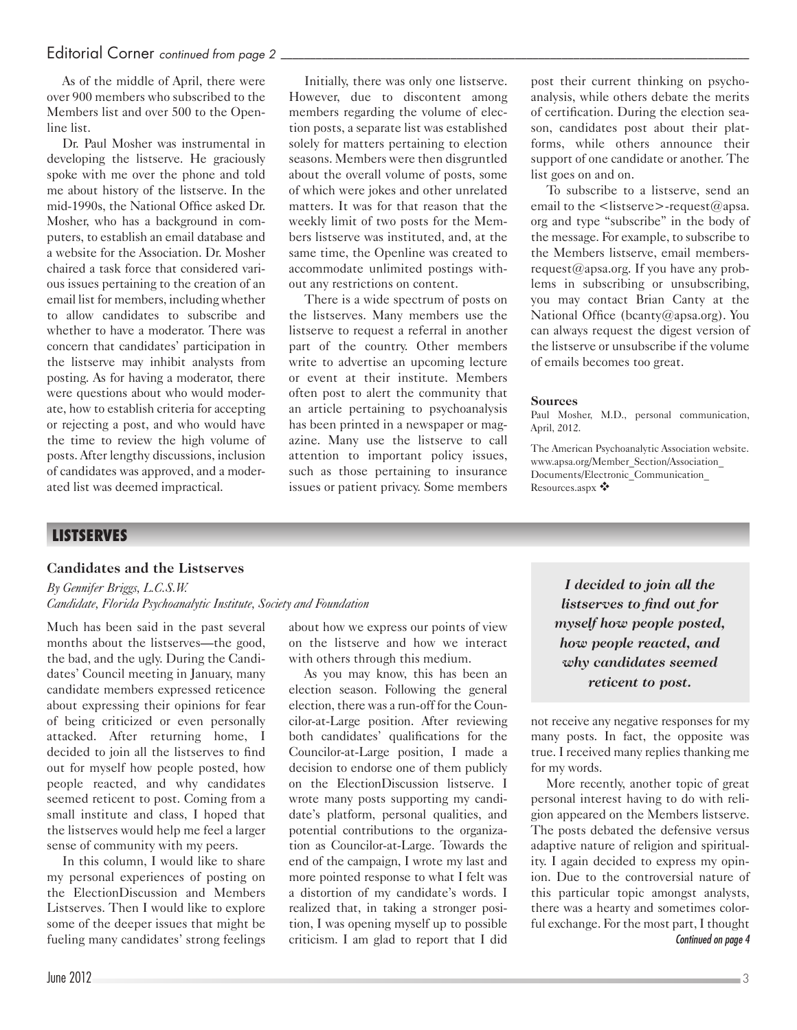## Editorial Corner *continued from page 2*

As of the middle of April, there were over 900 members who subscribed to the Members list and over 500 to the Openline list.

Dr. Paul Mosher was instrumental in developing the listserve. He graciously spoke with me over the phone and told me about history of the listserve. In the mid-1990s, the National Office asked Dr. Mosher, who has a background in computers, to establish an email database and a website for the Association. Dr. Mosher chaired a task force that considered various issues pertaining to the creation of an email list for members, including whether to allow candidates to subscribe and whether to have a moderator. There was concern that candidates' participation in the listserve may inhibit analysts from posting. As for having a moderator, there were questions about who would moderate, how to establish criteria for accepting or rejecting a post, and who would have the time to review the high volume of posts. After lengthy discussions, inclusion of candidates was approved, and a moderated list was deemed impractical.

Initially, there was only one listserve. However, due to discontent among members regarding the volume of election posts, a separate list was established solely for matters pertaining to election seasons. Members were then disgruntled about the overall volume of posts, some of which were jokes and other unrelated matters. It was for that reason that the weekly limit of two posts for the Members listserve was instituted, and, at the same time, the Openline was created to accommodate unlimited postings without any restrictions on content.

There is a wide spectrum of posts on the listserves. Many members use the listserve to request a referral in another part of the country. Other members write to advertise an upcoming lecture or event at their institute. Members often post to alert the community that an article pertaining to psychoanalysis has been printed in a newspaper or magazine. Many use the listserve to call attention to important policy issues, such as those pertaining to insurance issues or patient privacy. Some members post their current thinking on psychoanalysis, while others debate the merits of certification. During the election season, candidates post about their platforms, while others announce their support of one candidate or another. The list goes on and on.

To subscribe to a listserve, send an email to the <listserve>-request@apsa.org and type "subscribe" in the body of the message. For example, to subscribe to the Members listserve, email members-request@apsa.org. If you have any problems in subscribing or unsubscribing, you may contact Brian Canty at the National Office (bcanty@apsa.org). You can always request the digest version of the listserve or unsubscribe if the volume of emails becomes too great.

**Sources**

Paul Mosher, M.D., personal communication, April, 2012.

The American Psychoanalytic Association website. www.apsa.org/Member_Section/Association_Documents/Electronic_Communication_Resources.aspx ❖

## LISTSERVES

### Candidates and the Listserves

*By Gennifer Briggs, L.C.S.W.*
*Candidate, Florida Psychoanalytic Institute, Society and Foundation*

Much has been said in the past several months about the listserves—the good, the bad, and the ugly. During the Candidates' Council meeting in January, many candidate members expressed reticence about expressing their opinions for fear of being criticized or even personally attacked. After returning home, I decided to join all the listserves to find out for myself how people posted, how people reacted, and why candidates seemed reticent to post. Coming from a small institute and class, I hoped that the listserves would help me feel a larger sense of community with my peers.

In this column, I would like to share my personal experiences of posting on the ElectionDiscussion and Members Listserves. Then I would like to explore some of the deeper issues that might be fueling many candidates' strong feelings about how we express our points of view on the listserve and how we interact with others through this medium.

As you may know, this has been an election season. Following the general election, there was a run-off for the Councilor-at-Large position. After reviewing both candidates' qualifications for the Councilor-at-Large position, I made a decision to endorse one of them publicly on the ElectionDiscussion listserve. I wrote many posts supporting my candidate's platform, personal qualities, and potential contributions to the organization as Councilor-at-Large. Towards the end of the campaign, I wrote my last and more pointed response to what I felt was a distortion of my candidate's words. I realized that, in taking a stronger position, I was opening myself up to possible criticism. I am glad to report that I did not receive any negative responses for my many posts. In fact, the opposite was true. I received many replies thanking me for my words.

> ***I decided to join all the listserves to find out for myself how people posted, how people reacted, and why candidates seemed reticent to post.***

More recently, another topic of great personal interest having to do with religion appeared on the Members listserve. The posts debated the defensive versus adaptive nature of religion and spirituality. I again decided to express my opinion. Due to the controversial nature of this particular topic amongst analysts, there was a hearty and sometimes colorful exchange. For the most part, I thought

*Continued on page 4*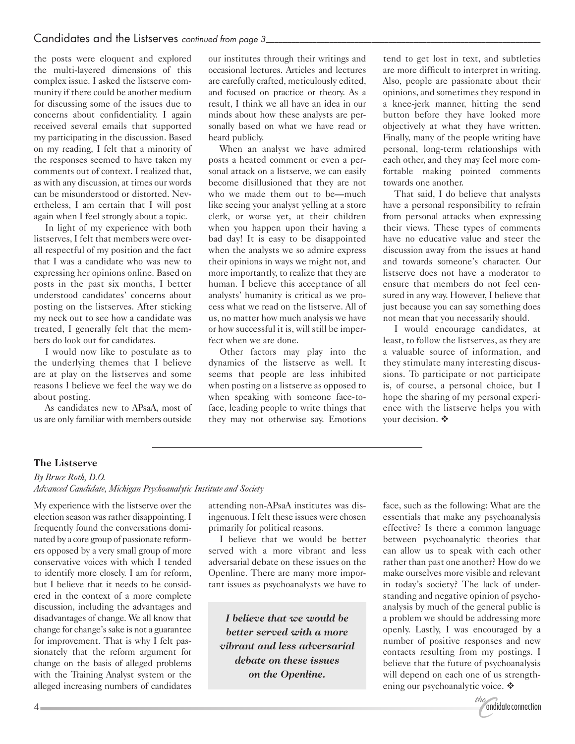## Candidates and the Listserves *continued from page 3*

the posts were eloquent and explored the multi-layered dimensions of this complex issue. I asked the listserve community if there could be another medium for discussing some of the issues due to concerns about confidentiality. I again received several emails that supported my participating in the discussion. Based on my reading, I felt that a minority of the responses seemed to have taken my comments out of context. I realized that, as with any discussion, at times our words can be misunderstood or distorted. Nevertheless, I am certain that I will post again when I feel strongly about a topic.

In light of my experience with both listserves, I felt that members were overall respectful of my position and the fact that I was a candidate who was new to expressing her opinions online. Based on posts in the past six months, I better understood candidates' concerns about posting on the listserves. After sticking my neck out to see how a candidate was treated, I generally felt that the members do look out for candidates.

I would now like to postulate as to the underlying themes that I believe are at play on the listserves and some reasons I believe we feel the way we do about posting.

As candidates new to APsaA, most of us are only familiar with members outside our institutes through their writings and occasional lectures. Articles and lectures are carefully crafted, meticulously edited, and focused on practice or theory. As a result, I think we all have an idea in our minds about how these analysts are personally based on what we have read or heard publicly.

When an analyst we have admired posts a heated comment or even a personal attack on a listserve, we can easily become disillusioned that they are not who we made them out to be—much like seeing your analyst yelling at a store clerk, or worse yet, at their children when you happen upon their having a bad day! It is easy to be disappointed when the analysts we so admire express their opinions in ways we might not, and more importantly, to realize that they are human. I believe this acceptance of all analysts' humanity is critical as we process what we read on the listserve. All of us, no matter how much analysis we have or how successful it is, will still be imperfect when we are done.

Other factors may play into the dynamics of the listserve as well. It seems that people are less inhibited when posting on a listserve as opposed to when speaking with someone face-to-face, leading people to write things that they may not otherwise say. Emotions tend to get lost in text, and subtleties are more difficult to interpret in writing. Also, people are passionate about their opinions, and sometimes they respond in a knee-jerk manner, hitting the send button before they have looked more objectively at what they have written. Finally, many of the people writing have personal, long-term relationships with each other, and they may feel more comfortable making pointed comments towards one another.

That said, I do believe that analysts have a personal responsibility to refrain from personal attacks when expressing their views. These types of comments have no educative value and steer the discussion away from the issues at hand and towards someone's character. Our listserve does not have a moderator to ensure that members do not feel censured in any way. However, I believe that just because you can say something does not mean that you necessarily should.

I would encourage candidates, at least, to follow the listserves, as they are a valuable source of information, and they stimulate many interesting discussions. To participate or not participate is, of course, a personal choice, but I hope the sharing of my personal experience with the listserve helps you with your decision. ❖

---

## The Listserve

*By Bruce Roth, D.O.*
*Advanced Candidate, Michigan Psychoanalytic Institute and Society*

My experience with the listserve over the election season was rather disappointing. I frequently found the conversations dominated by a core group of passionate reformers opposed by a very small group of more conservative voices with which I tended to identify more closely. I am for reform, but I believe that it needs to be considered in the context of a more complete discussion, including the advantages and disadvantages of change. We all know that change for change's sake is not a guarantee for improvement. That is why I felt passionately that the reform argument for change on the basis of alleged problems with the Training Analyst system or the alleged increasing numbers of candidates attending non-APsaA institutes was disingenuous. I felt these issues were chosen primarily for political reasons.

I believe that we would be better served with a more vibrant and less adversarial debate on these issues on the Openline. There are many more important issues as psychoanalysts we have to face, such as the following: What are the essentials that make any psychoanalysis effective? Is there a common language between psychoanalytic theories that can allow us to speak with each other rather than past one another? How do we make ourselves more visible and relevant in today's society? The lack of understanding and negative opinion of psychoanalysis by much of the general public is a problem we should be addressing more openly. Lastly, I was encouraged by a number of positive responses and new contacts resulting from my postings. I believe that the future of psychoanalysis will depend on each one of us strengthening our psychoanalytic voice. ❖

> ***I believe that we would be better served with a more vibrant and less adversarial debate on these issues on the Openline.***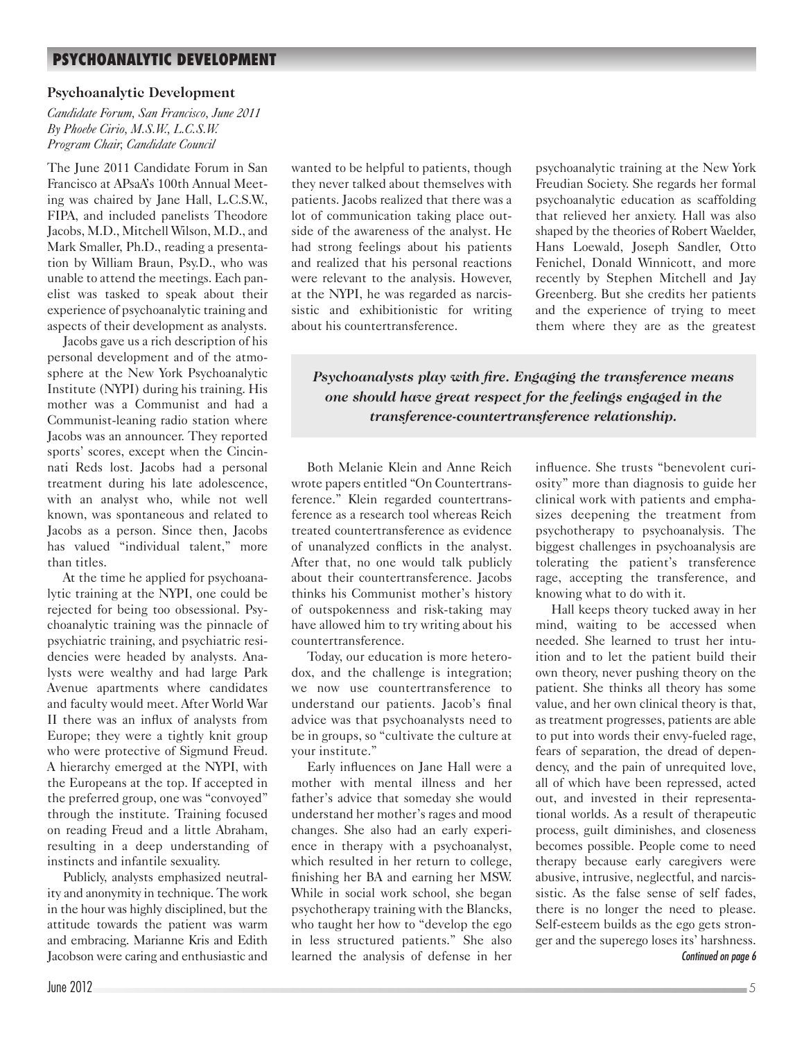## Psychoanalytic Development

*Candidate Forum, San Francisco, June 2011*
*By Phoebe Cirio, M.S.W., L.C.S.W.*
*Program Chair, Candidate Council*

The June 2011 Candidate Forum in San Francisco at APsaA's 100th Annual Meeting was chaired by Jane Hall, L.C.S.W., FIPA, and included panelists Theodore Jacobs, M.D., Mitchell Wilson, M.D., and Mark Smaller, Ph.D., reading a presentation by William Braun, Psy.D., who was unable to attend the meetings. Each panelist was tasked to speak about their experience of psychoanalytic training and aspects of their development as analysts.

Jacobs gave us a rich description of his personal development and of the atmosphere at the New York Psychoanalytic Institute (NYPI) during his training. His mother was a Communist and had a Communist-leaning radio station where Jacobs was an announcer. They reported sports' scores, except when the Cincinnati Reds lost. Jacobs had a personal treatment during his late adolescence, with an analyst who, while not well known, was spontaneous and related to Jacobs as a person. Since then, Jacobs has valued "individual talent," more than titles.

At the time he applied for psychoanalytic training at the NYPI, one could be rejected for being too obsessional. Psychoanalytic training was the pinnacle of psychiatric training, and psychiatric residencies were headed by analysts. Analysts were wealthy and had large Park Avenue apartments where candidates and faculty would meet. After World War II there was an influx of analysts from Europe; they were a tightly knit group who were protective of Sigmund Freud. A hierarchy emerged at the NYPI, with the Europeans at the top. If accepted in the preferred group, one was "convoyed" through the institute. Training focused on reading Freud and a little Abraham, resulting in a deep understanding of instincts and infantile sexuality.

Publicly, analysts emphasized neutrality and anonymity in technique. The work in the hour was highly disciplined, but the attitude towards the patient was warm and embracing. Marianne Kris and Edith Jacobson were caring and enthusiastic and wanted to be helpful to patients, though they never talked about themselves with patients. Jacobs realized that there was a lot of communication taking place outside of the awareness of the analyst. He had strong feelings about his patients and realized that his personal reactions were relevant to the analysis. However, at the NYPI, he was regarded as narcissistic and exhibitionistic for writing about his countertransference.

> ***Psychoanalysts play with fire. Engaging the transference means one should have great respect for the feelings engaged in the transference-countertransference relationship.***

Both Melanie Klein and Anne Reich wrote papers entitled "On Countertransference." Klein regarded countertransference as a research tool whereas Reich treated countertransference as evidence of unanalyzed conflicts in the analyst. After that, no one would talk publicly about their countertransference. Jacobs thinks his Communist mother's history of outspokenness and risk-taking may have allowed him to try writing about his countertransference.

Today, our education is more heterodox, and the challenge is integration; we now use countertransference to understand our patients. Jacob's final advice was that psychoanalysts need to be in groups, so "cultivate the culture at your institute."

Early influences on Jane Hall were a mother with mental illness and her father's advice that someday she would understand her mother's rages and mood changes. She also had an early experience in therapy with a psychoanalyst, which resulted in her return to college, finishing her BA and earning her MSW. While in social work school, she began psychotherapy training with the Blancks, who taught her how to "develop the ego in less structured patients." She also learned the analysis of defense in her psychoanalytic training at the New York Freudian Society. She regards her formal psychoanalytic education as scaffolding that relieved her anxiety. Hall was also shaped by the theories of Robert Waelder, Hans Loewald, Joseph Sandler, Otto Fenichel, Donald Winnicott, and more recently by Stephen Mitchell and Jay Greenberg. But she credits her patients and the experience of trying to meet them where they are as the greatest influence. She trusts "benevolent curiosity" more than diagnosis to guide her clinical work with patients and emphasizes deepening the treatment from psychotherapy to psychoanalysis. The biggest challenges in psychoanalysis are tolerating the patient's transference rage, accepting the transference, and knowing what to do with it.

Hall keeps theory tucked away in her mind, waiting to be accessed when needed. She learned to trust her intuition and to let the patient build their own theory, never pushing theory on the patient. She thinks all theory has some value, and her own clinical theory is that, as treatment progresses, patients are able to put into words their envy-fueled rage, fears of separation, the dread of dependency, and the pain of unrequited love, all of which have been repressed, acted out, and invested in their representational worlds. As a result of therapeutic process, guilt diminishes, and closeness becomes possible. People come to need therapy because early caregivers were abusive, intrusive, neglectful, and narcissistic. As the false sense of self fades, there is no longer the need to please. Self-esteem builds as the ego gets stronger and the superego loses its' harshness.

*Continued on page 6*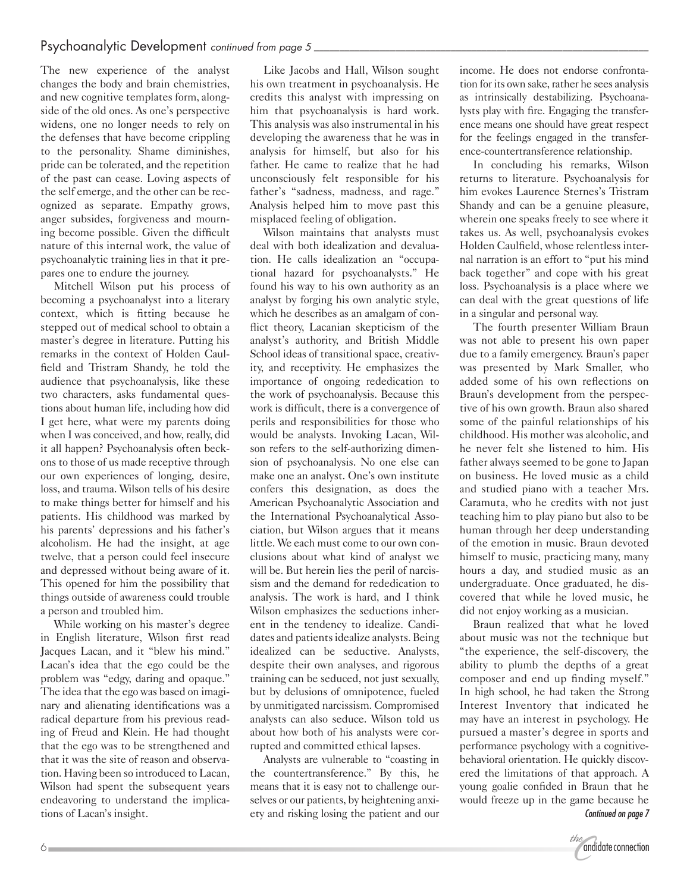The new experience of the analyst changes the body and brain chemistries, and new cognitive templates form, alongside of the old ones. As one's perspective widens, one no longer needs to rely on the defenses that have become crippling to the personality. Shame diminishes, pride can be tolerated, and the repetition of the past can cease. Loving aspects of the self emerge, and the other can be recognized as separate. Empathy grows, anger subsides, forgiveness and mourning become possible. Given the difficult nature of this internal work, the value of psychoanalytic training lies in that it prepares one to endure the journey.

Mitchell Wilson put his process of becoming a psychoanalyst into a literary context, which is fitting because he stepped out of medical school to obtain a master's degree in literature. Putting his remarks in the context of Holden Caulfield and Tristram Shandy, he told the audience that psychoanalysis, like these two characters, asks fundamental questions about human life, including how did I get here, what were my parents doing when I was conceived, and how, really, did it all happen? Psychoanalysis often beckons to those of us made receptive through our own experiences of longing, desire, loss, and trauma. Wilson tells of his desire to make things better for himself and his patients. His childhood was marked by his parents' depressions and his father's alcoholism. He had the insight, at age twelve, that a person could feel insecure and depressed without being aware of it. This opened for him the possibility that things outside of awareness could trouble a person and troubled him.

While working on his master's degree in English literature, Wilson first read Jacques Lacan, and it "blew his mind." Lacan's idea that the ego could be the problem was "edgy, daring and opaque." The idea that the ego was based on imaginary and alienating identifications was a radical departure from his previous reading of Freud and Klein. He had thought that the ego was to be strengthened and that it was the site of reason and observation. Having been so introduced to Lacan, Wilson had spent the subsequent years endeavoring to understand the implications of Lacan's insight.

Like Jacobs and Hall, Wilson sought his own treatment in psychoanalysis. He credits this analyst with impressing on him that psychoanalysis is hard work. This analysis was also instrumental in his developing the awareness that he was in analysis for himself, but also for his father. He came to realize that he had unconsciously felt responsible for his father's "sadness, madness, and rage." Analysis helped him to move past this misplaced feeling of obligation.

Wilson maintains that analysts must deal with both idealization and devaluation. He calls idealization an "occupational hazard for psychoanalysts." He found his way to his own authority as an analyst by forging his own analytic style, which he describes as an amalgam of conflict theory, Lacanian skepticism of the analyst's authority, and British Middle School ideas of transitional space, creativity, and receptivity. He emphasizes the importance of ongoing rededication to the work of psychoanalysis. Because this work is difficult, there is a convergence of perils and responsibilities for those who would be analysts. Invoking Lacan, Wilson refers to the self-authorizing dimension of psychoanalysis. No one else can make one an analyst. One's own institute confers this designation, as does the American Psychoanalytic Association and the International Psychoanalytical Association, but Wilson argues that it means little. We each must come to our own conclusions about what kind of analyst we will be. But herein lies the peril of narcissism and the demand for rededication to analysis. The work is hard, and I think Wilson emphasizes the seductions inherent in the tendency to idealize. Candidates and patients idealize analysts. Being idealized can be seductive. Analysts, despite their own analyses, and rigorous training can be seduced, not just sexually, but by delusions of omnipotence, fueled by unmitigated narcissism. Compromised analysts can also seduce. Wilson told us about how both of his analysts were corrupted and committed ethical lapses.

Analysts are vulnerable to "coasting in the countertransference." By this, he means that it is easy not to challenge ourselves or our patients, by heightening anxiety and risking losing the patient and our income. He does not endorse confrontation for its own sake, rather he sees analysis as intrinsically destabilizing. Psychoanalysts play with fire. Engaging the transference means one should have great respect for the feelings engaged in the transference-countertransference relationship.

In concluding his remarks, Wilson returns to literature. Psychoanalysis for him evokes Laurence Sternes's Tristram Shandy and can be a genuine pleasure, wherein one speaks freely to see where it takes us. As well, psychoanalysis evokes Holden Caulfield, whose relentless internal narration is an effort to "put his mind back together" and cope with his great loss. Psychoanalysis is a place where we can deal with the great questions of life in a singular and personal way.

The fourth presenter William Braun was not able to present his own paper due to a family emergency. Braun's paper was presented by Mark Smaller, who added some of his own reflections on Braun's development from the perspective of his own growth. Braun also shared some of the painful relationships of his childhood. His mother was alcoholic, and he never felt she listened to him. His father always seemed to be gone to Japan on business. He loved music as a child and studied piano with a teacher Mrs. Caramuta, who he credits with not just teaching him to play piano but also to be human through her deep understanding of the emotion in music. Braun devoted himself to music, practicing many, many hours a day, and studied music as an undergraduate. Once graduated, he discovered that while he loved music, he did not enjoy working as a musician.

Braun realized that what he loved about music was not the technique but "the experience, the self-discovery, the ability to plumb the depths of a great composer and end up finding myself." In high school, he had taken the Strong Interest Inventory that indicated he may have an interest in psychology. He pursued a master's degree in sports and performance psychology with a cognitive-behavioral orientation. He quickly discovered the limitations of that approach. A young goalie confided in Braun that he would freeze up in the game because he

*Continued on page 7*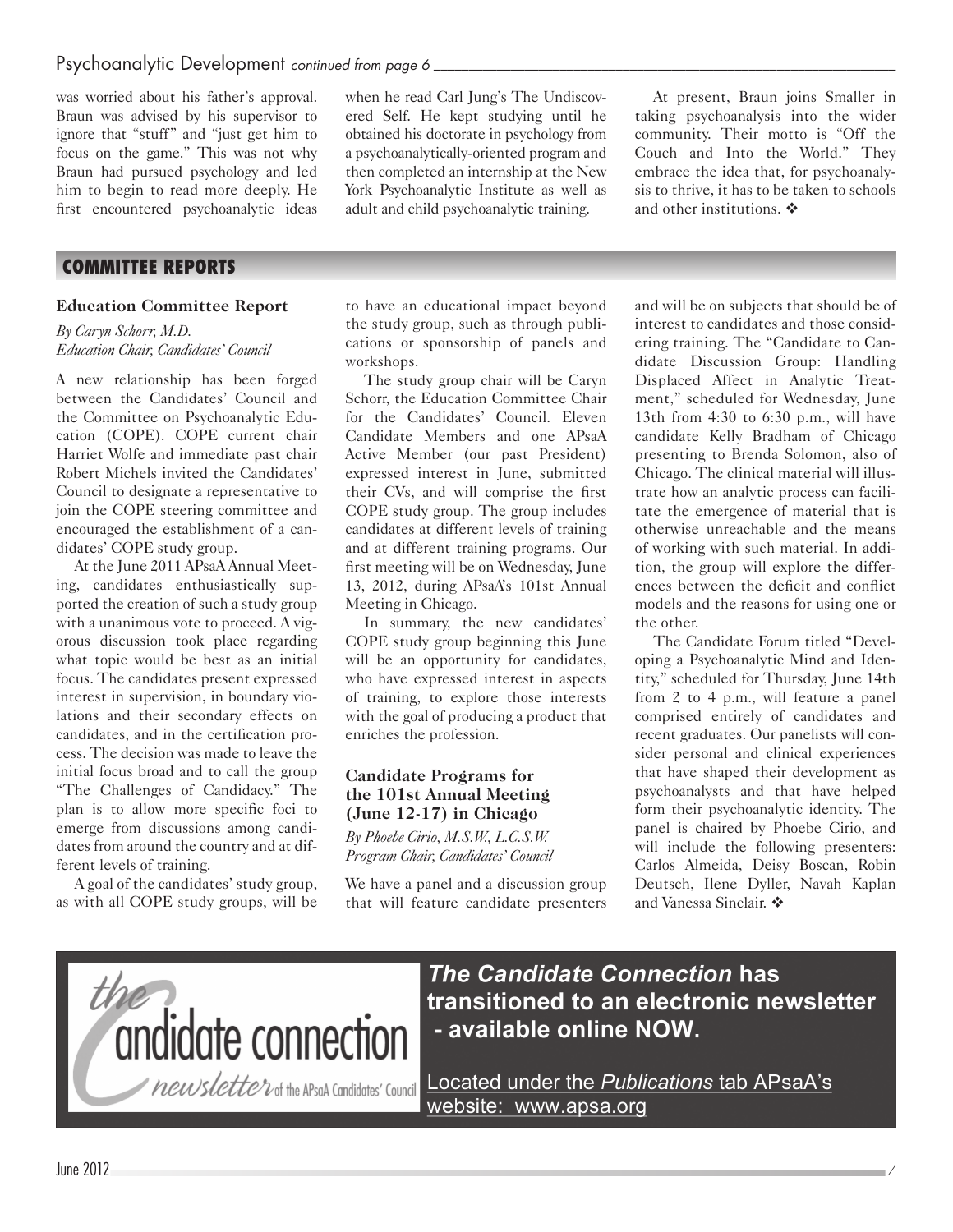Psychoanalytic Development *continued from page 6*

was worried about his father's approval. Braun was advised by his supervisor to ignore that "stuff" and "just get him to focus on the game." This was not why Braun had pursued psychology and led him to begin to read more deeply. He first encountered psychoanalytic ideas when he read Carl Jung's The Undiscovered Self. He kept studying until he obtained his doctorate in psychology from a psychoanalytically-oriented program and then completed an internship at the New York Psychoanalytic Institute as well as adult and child psychoanalytic training.

At present, Braun joins Smaller in taking psychoanalysis into the wider community. Their motto is "Off the Couch and Into the World." They embrace the idea that, for psychoanalysis to thrive, it has to be taken to schools and other institutions. ❖

## COMMITTEE REPORTS

### Education Committee Report

*By Caryn Schorr, M.D.*
*Education Chair, Candidates' Council*

A new relationship has been forged between the Candidates' Council and the Committee on Psychoanalytic Education (COPE). COPE current chair Harriet Wolfe and immediate past chair Robert Michels invited the Candidates' Council to designate a representative to join the COPE steering committee and encouraged the establishment of a candidates' COPE study group.

At the June 2011 APsaA Annual Meeting, candidates enthusiastically supported the creation of such a study group with a unanimous vote to proceed. A vigorous discussion took place regarding what topic would be best as an initial focus. The candidates present expressed interest in supervision, in boundary violations and their secondary effects on candidates, and in the certification process. The decision was made to leave the initial focus broad and to call the group "The Challenges of Candidacy." The plan is to allow more specific foci to emerge from discussions among candidates from around the country and at different levels of training.

A goal of the candidates' study group, as with all COPE study groups, will be to have an educational impact beyond the study group, such as through publications or sponsorship of panels and workshops.

The study group chair will be Caryn Schorr, the Education Committee Chair for the Candidates' Council. Eleven Candidate Members and one APsaA Active Member (our past President) expressed interest in June, submitted their CVs, and will comprise the first COPE study group. The group includes candidates at different levels of training and at different training programs. Our first meeting will be on Wednesday, June 13, 2012, during APsaA's 101st Annual Meeting in Chicago.

In summary, the new candidates' COPE study group beginning this June will be an opportunity for candidates, who have expressed interest in aspects of training, to explore those interests with the goal of producing a product that enriches the profession.

### Candidate Programs for the 101st Annual Meeting (June 12-17) in Chicago

*By Phoebe Cirio, M.S.W., L.C.S.W.*
*Program Chair, Candidates' Council*

We have a panel and a discussion group that will feature candidate presenters and will be on subjects that should be of interest to candidates and those considering training. The "Candidate to Candidate Discussion Group: Handling Displaced Affect in Analytic Treatment," scheduled for Wednesday, June 13th from 4:30 to 6:30 p.m., will have candidate Kelly Bradham of Chicago presenting to Brenda Solomon, also of Chicago. The clinical material will illustrate how an analytic process can facilitate the emergence of material that is otherwise unreachable and the means of working with such material. In addition, the group will explore the differences between the deficit and conflict models and the reasons for using one or the other.

The Candidate Forum titled "Developing a Psychoanalytic Mind and Identity," scheduled for Thursday, June 14th from 2 to 4 p.m., will feature a panel comprised entirely of candidates and recent graduates. Our panelists will consider personal and clinical experiences that have shaped their development as psychoanalysts and that have helped form their psychoanalytic identity. The panel is chaired by Phoebe Cirio, and will include the following presenters: Carlos Almeida, Deisy Boscan, Robin Deutsch, Ilene Dyller, Navah Kaplan and Vanessa Sinclair. ❖

the candidate connection
newsletter of the APsaA Candidates' Council

**_The Candidate Connection_ has transitioned to an electronic newsletter - available online NOW.**

Located under the *Publications* tab APsaA's website: www.apsa.org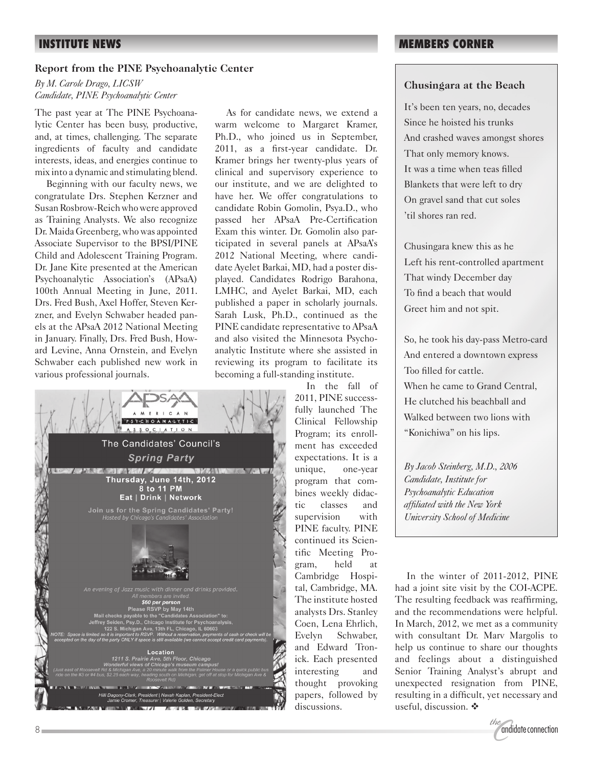## INSTITUTE NEWS

### Report from the PINE Psychoanalytic Center

*By M. Carole Drago, LICSW*
*Candidate, PINE Psychoanalytic Center*

The past year at The PINE Psychoanalytic Center has been busy, productive, and, at times, challenging. The separate ingredients of faculty and candidate interests, ideas, and energies continue to mix into a dynamic and stimulating blend.

Beginning with our faculty news, we congratulate Drs. Stephen Kerzner and Susan Rosbrow-Reich who were approved as Training Analysts. We also recognize Dr. Maida Greenberg, who was appointed Associate Supervisor to the BPSI/PINE Child and Adolescent Training Program. Dr. Jane Kite presented at the American Psychoanalytic Association's (APsaA) 100th Annual Meeting in June, 2011. Drs. Fred Bush, Axel Hoffer, Steven Kerzner, and Evelyn Schwaber headed panels at the APsaA 2012 National Meeting in January. Finally, Drs. Fred Bush, Howard Levine, Anna Ornstein, and Evelyn Schwaber each published new work in various professional journals.

As for candidate news, we extend a warm welcome to Margaret Kramer, Ph.D., who joined us in September, 2011, as a first-year candidate. Dr. Kramer brings her twenty-plus years of clinical and supervisory experience to our institute, and we are delighted to have her. We offer congratulations to candidate Robin Gomolin, Psya.D., who passed her APsaA Pre-Certification Exam this winter. Dr. Gomolin also participated in several panels at APsaA's 2012 National Meeting, where candidate Ayelet Barkai, MD, had a poster displayed. Candidates Rodrigo Barahona, LMHC, and Ayelet Barkai, MD, each published a paper in scholarly journals. Sarah Lusk, Ph.D., continued as the PINE candidate representative to APsaA and also visited the Minnesota Psychoanalytic Institute where she assisted in reviewing its program to facilitate its becoming a full-standing institute.

In the fall of 2011, PINE successfully launched The Clinical Fellowship Program; its enrollment has exceeded expectations. It is a unique, one-year program that combines weekly didactic classes and supervision with PINE faculty. PINE continued its Scientific Meeting Program, held at Cambridge Hospital, Cambridge, MA. The institute hosted analysts Drs. Stanley Coen, Lena Ehrlich, Evelyn Schwaber, and Edward Tronick. Each presented interesting and thought provoking papers, followed by discussions.

In the winter of 2011-2012, PINE had a joint site visit by the COI-ACPE. The resulting feedback was reaffirming, and the recommendations were helpful. In March, 2012, we met as a community with consultant Dr. Marv Margolis to help us continue to share our thoughts and feelings about a distinguished Senior Training Analyst's abrupt and unexpected resignation from PINE, resulting in a difficult, yet necessary and useful, discussion. ❖

APsaA
AMERICAN PSYCHOANALYTIC ASSOCIATION

The Candidates' Council's
**Spring Party**

**Thursday, June 14th, 2012**
**8 to 11 PM**
**Eat | Drink | Network**

Join us for the Spring Candidates' Party!
*Hosted by Chicago's Candidates' Association*

*An evening of Jazz music with dinner and drinks provided.*
*All members are invited.*
***$60 per person***
Please RSVP by May 14th
Mail checks payable to the "Candidates Association" to:
Jeffrey Seiden, Psy.D., Chicago Institute for Psychoanalysis,
122 S. Michigan Ave, 13th FL, Chicago, IL 60603
*NOTE: Space is limited so it is important to RSVP. Without a reservation, payments of cash or check will be accepted on the day of the party ONLY if space is still available (we cannot accept credit card payments).*

**Location**
*1211 S. Prairie Ave, 5th Floor, Chicago*
*Wonderful views of Chicago's museum campus!*
*(Just east of Roosevelt Rd & Michigan Ave, a 20 minute walk from the Palmer House or a quick public bus ride on the #3 or #4 bus, $2.25 each way, heading south on Michigan, get off at stop for Michigan Ave & Roosevelt Rd)*

*Hilli Dagony-Clark, President | Navah Kaplan, President-Elect*
*Jamie Cromer, Treasurer | Valerie Golden, Secretary*

## MEMBERS CORNER

### Chusingara at the Beach

It's been ten years, no, decades
Since he hoisted his trunks
And crashed waves amongst shores
That only memory knows.
It was a time when teas filled
Blankets that were left to dry
On gravel sand that cut soles
'til shores ran red.

Chusingara knew this as he
Left his rent-controlled apartment
That windy December day
To find a beach that would
Greet him and not spit.

So, he took his day-pass Metro-card
And entered a downtown express
Too filled for cattle.
When he came to Grand Central,
He clutched his beachball and
Walked between two lions with
"Konichiwa" on his lips.

*By Jacob Steinberg, M.D., 2006*
*Candidate, Institute for Psychoanalytic Education affiliated with the New York University School of Medicine*